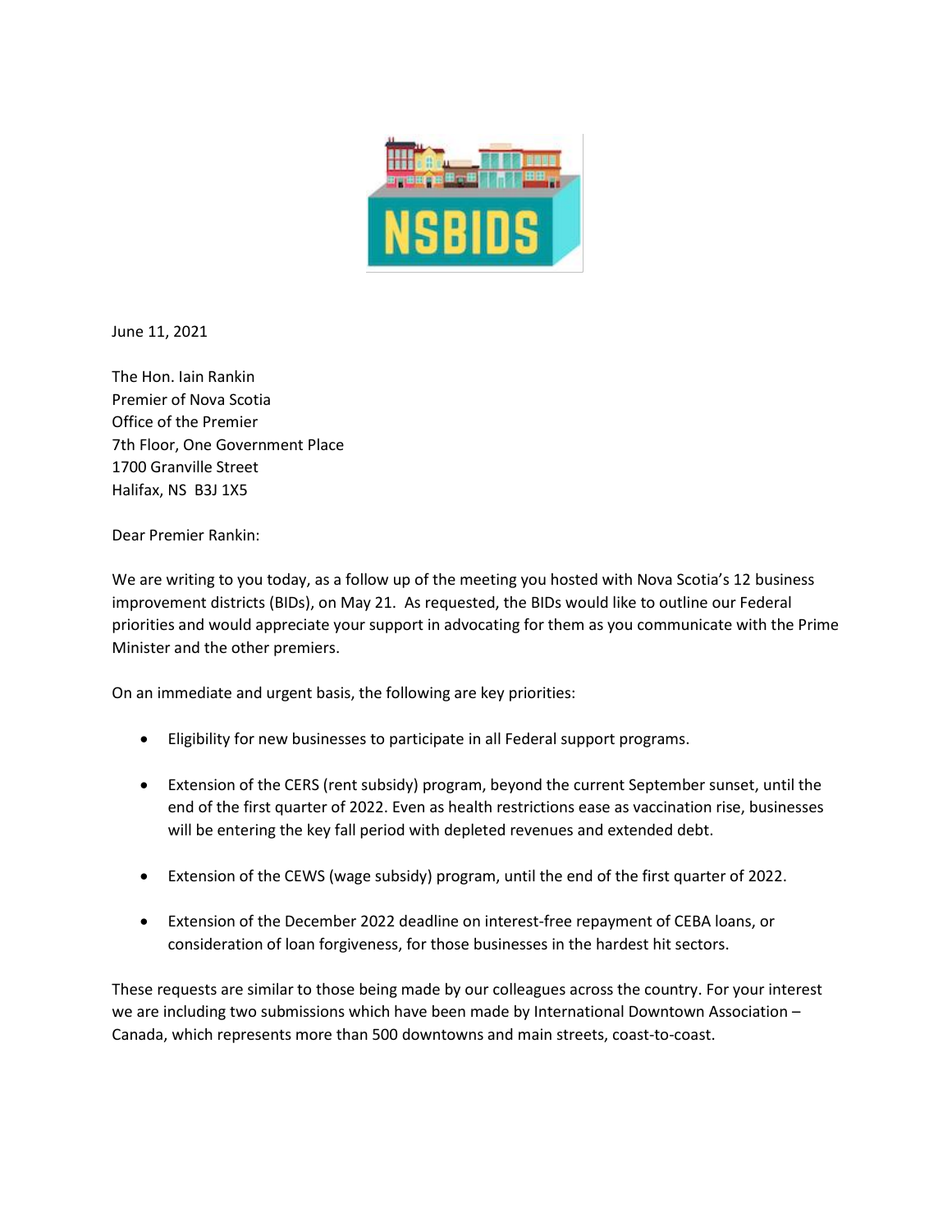June 11, 2021

The Hon. Iain Rankin  
Premier of Nova Scotia  
Office of the Premier  
7th Floor, One Government Place  
1700 Granville Street  
Halifax, NS B3J 1X5

Dear Premier Rankin:

We are writing to you today, as a follow up of the meeting you hosted with Nova Scotia's 12 business improvement districts (BIDs), on May 21. As requested, the BIDs would like to outline our Federal priorities and would appreciate your support in advocating for them as you communicate with the Prime Minister and the other premiers.

On an immediate and urgent basis, the following are key priorities:

- Eligibility for new businesses to participate in all Federal support programs.
- Extension of the CERS (rent subsidy) program, beyond the current September sunset, until the end of the first quarter of 2022. Even as health restrictions ease as vaccination rise, businesses will be entering the key fall period with depleted revenues and extended debt.
- Extension of the CEWS (wage subsidy) program, until the end of the first quarter of 2022.
- Extension of the December 2022 deadline on interest-free repayment of CEBA loans, or consideration of loan forgiveness, for those businesses in the hardest hit sectors.

These requests are similar to those being made by our colleagues across the country. For your interest we are including two submissions which have been made by International Downtown Association – Canada, which represents more than 500 downtowns and main streets, coast-to-coast.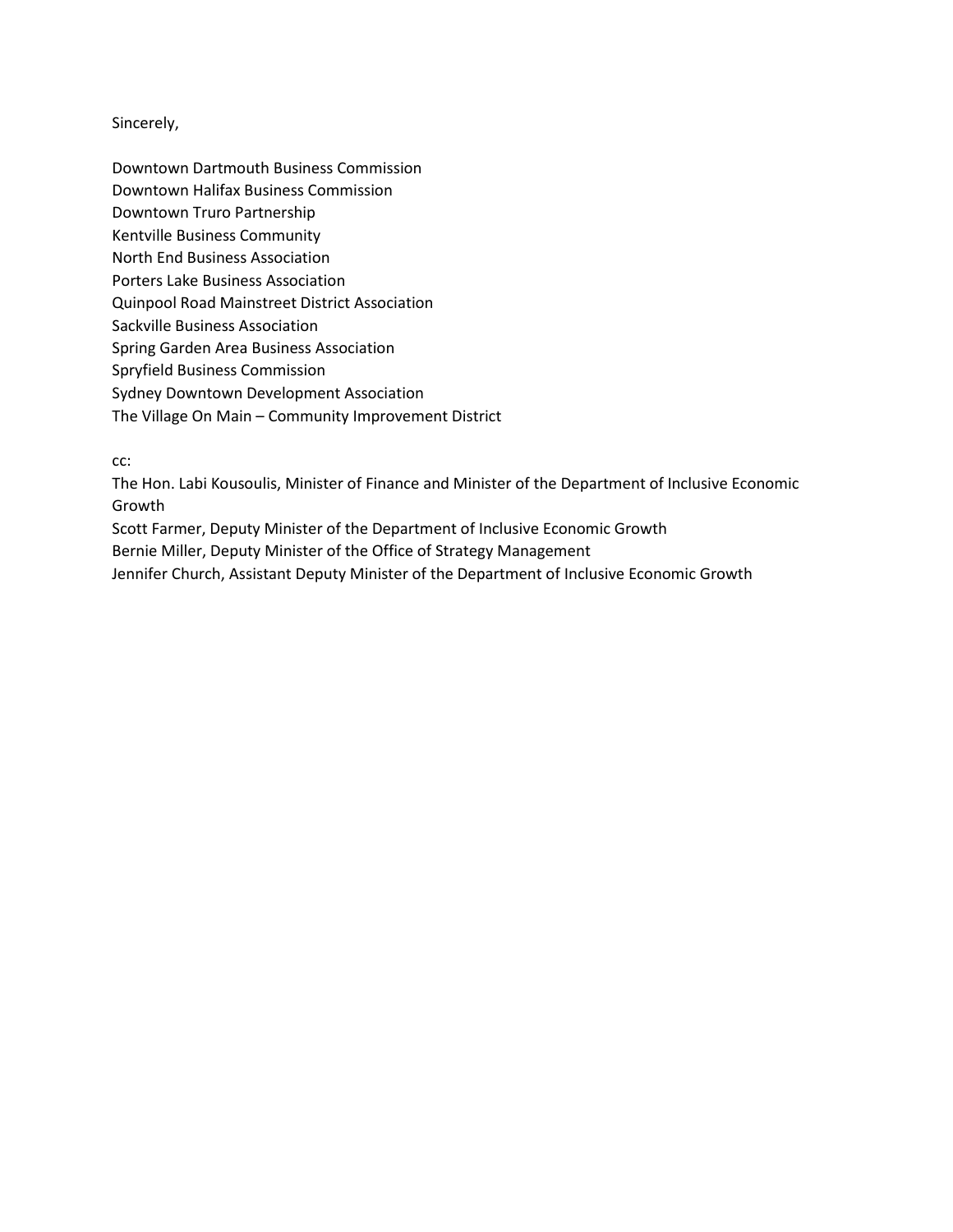Sincerely,

Downtown Dartmouth Business Commission
Downtown Halifax Business Commission
Downtown Truro Partnership
Kentville Business Community
North End Business Association
Porters Lake Business Association
Quinpool Road Mainstreet District Association
Sackville Business Association
Spring Garden Area Business Association
Spryfield Business Commission
Sydney Downtown Development Association
The Village On Main – Community Improvement District

cc:
The Hon. Labi Kousoulis, Minister of Finance and Minister of the Department of Inclusive Economic Growth
Scott Farmer, Deputy Minister of the Department of Inclusive Economic Growth
Bernie Miller, Deputy Minister of the Office of Strategy Management
Jennifer Church, Assistant Deputy Minister of the Department of Inclusive Economic Growth